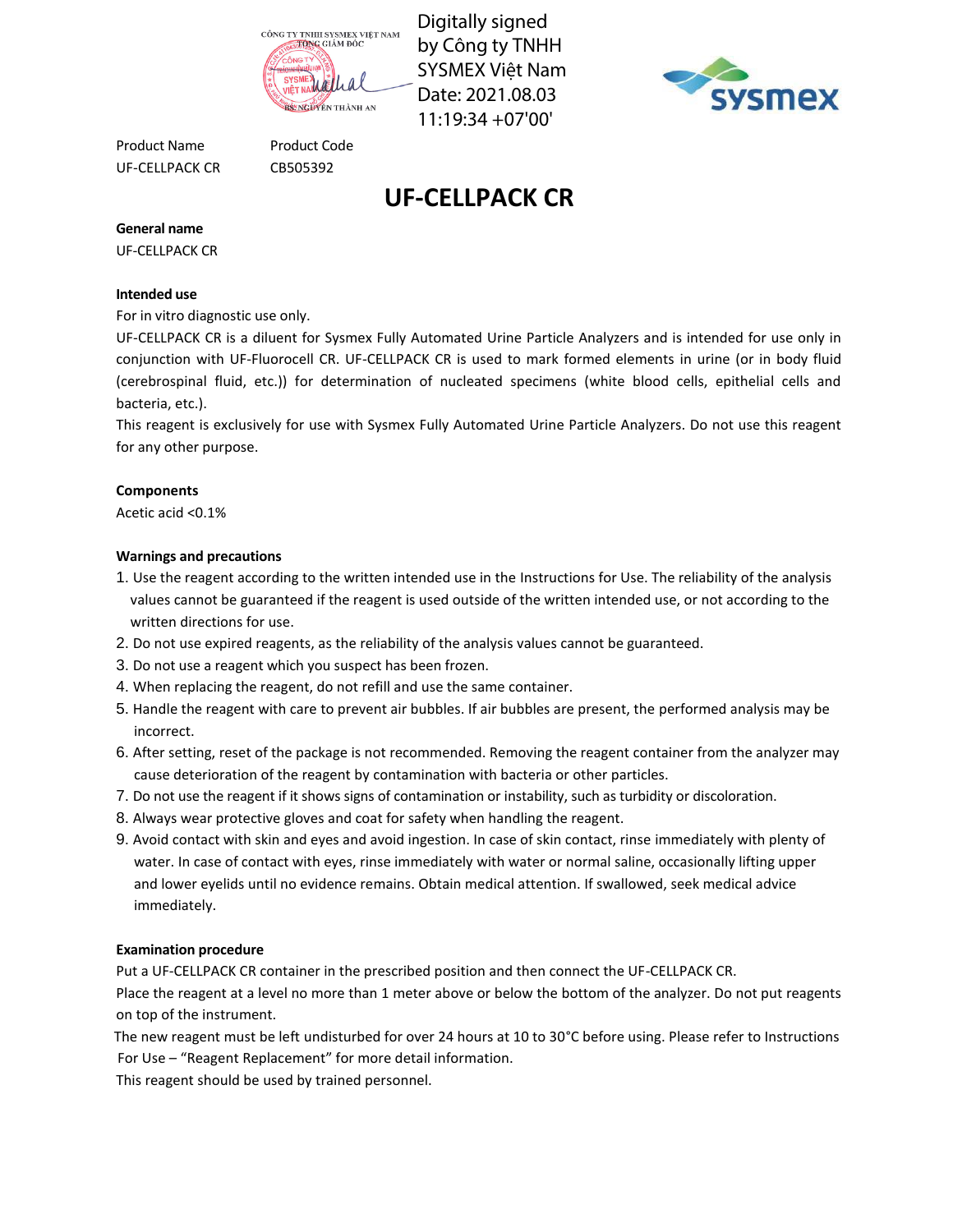CÔNG TY TNHH SYSMEX VIỆT NAM
TỔNG GIÁM ĐỐC
BS. NGUYỄN THÀNH AN

Digitally signed by Công ty TNHH SYSMEX Việt Nam
Date: 2021.08.03 11:19:34 +07'00'

sysmex

| Product Name | Product Code |
| --- | --- |
| UF-CELLPACK CR | CB505392 |

# UF-CELLPACK CR

**General name**

UF-CELLPACK CR

**Intended use**

For in vitro diagnostic use only.

UF-CELLPACK CR is a diluent for Sysmex Fully Automated Urine Particle Analyzers and is intended for use only in conjunction with UF-Fluorocell CR. UF-CELLPACK CR is used to mark formed elements in urine (or in body fluid (cerebrospinal fluid, etc.)) for determination of nucleated specimens (white blood cells, epithelial cells and bacteria, etc.).

This reagent is exclusively for use with Sysmex Fully Automated Urine Particle Analyzers. Do not use this reagent for any other purpose.

**Components**

Acetic acid <0.1%

**Warnings and precautions**

1. Use the reagent according to the written intended use in the Instructions for Use. The reliability of the analysis values cannot be guaranteed if the reagent is used outside of the written intended use, or not according to the written directions for use.
2. Do not use expired reagents, as the reliability of the analysis values cannot be guaranteed.
3. Do not use a reagent which you suspect has been frozen.
4. When replacing the reagent, do not refill and use the same container.
5. Handle the reagent with care to prevent air bubbles. If air bubbles are present, the performed analysis may be incorrect.
6. After setting, reset of the package is not recommended. Removing the reagent container from the analyzer may cause deterioration of the reagent by contamination with bacteria or other particles.
7. Do not use the reagent if it shows signs of contamination or instability, such as turbidity or discoloration.
8. Always wear protective gloves and coat for safety when handling the reagent.
9. Avoid contact with skin and eyes and avoid ingestion. In case of skin contact, rinse immediately with plenty of water. In case of contact with eyes, rinse immediately with water or normal saline, occasionally lifting upper and lower eyelids until no evidence remains. Obtain medical attention. If swallowed, seek medical advice immediately.

**Examination procedure**

Put a UF-CELLPACK CR container in the prescribed position and then connect the UF-CELLPACK CR.

Place the reagent at a level no more than 1 meter above or below the bottom of the analyzer. Do not put reagents on top of the instrument.

The new reagent must be left undisturbed for over 24 hours at 10 to 30°C before using. Please refer to Instructions For Use – "Reagent Replacement" for more detail information.

This reagent should be used by trained personnel.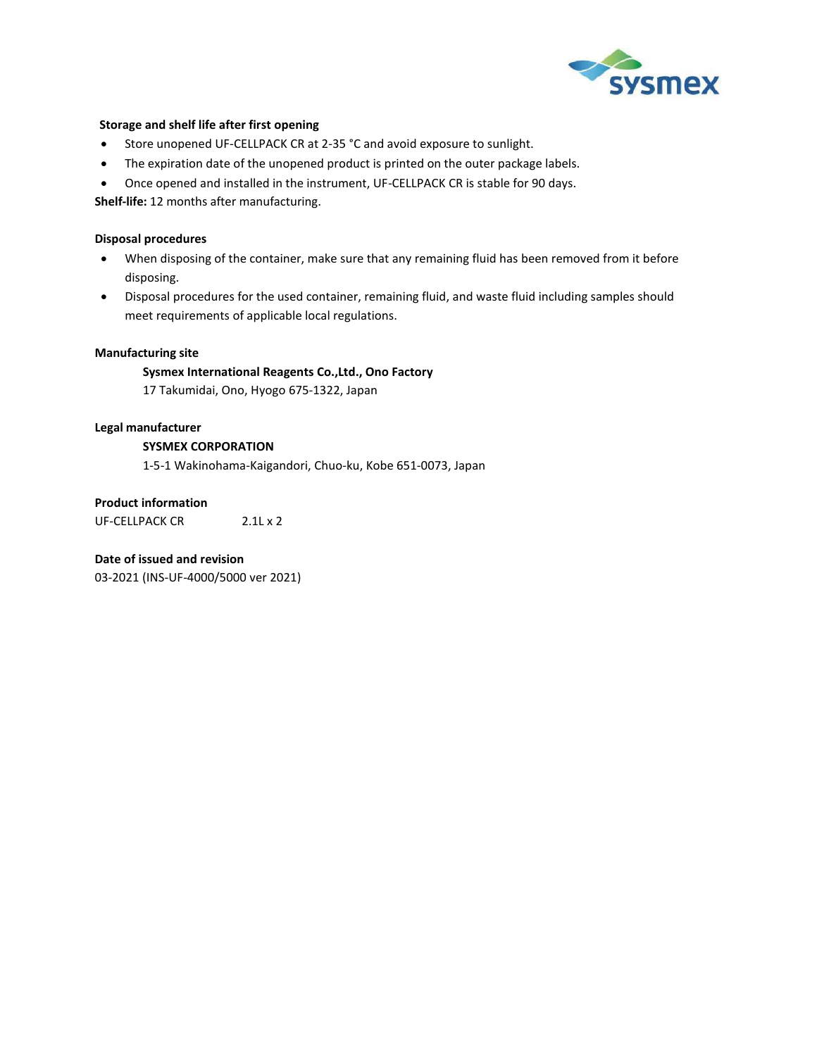**Storage and shelf life after first opening**

- Store unopened UF-CELLPACK CR at 2-35 °C and avoid exposure to sunlight.
- The expiration date of the unopened product is printed on the outer package labels.
- Once opened and installed in the instrument, UF-CELLPACK CR is stable for 90 days.

**Shelf-life:** 12 months after manufacturing.

**Disposal procedures**

- When disposing of the container, make sure that any remaining fluid has been removed from it before disposing.
- Disposal procedures for the used container, remaining fluid, and waste fluid including samples should meet requirements of applicable local regulations.

**Manufacturing site**

**Sysmex International Reagents Co.,Ltd., Ono Factory**
17 Takumidai, Ono, Hyogo 675-1322, Japan

**Legal manufacturer**

**SYSMEX CORPORATION**
1-5-1 Wakinohama-Kaigandori, Chuo-ku, Kobe 651-0073, Japan

**Product information**

UF-CELLPACK CR 2.1L x 2

**Date of issued and revision**

03-2021 (INS-UF-4000/5000 ver 2021)